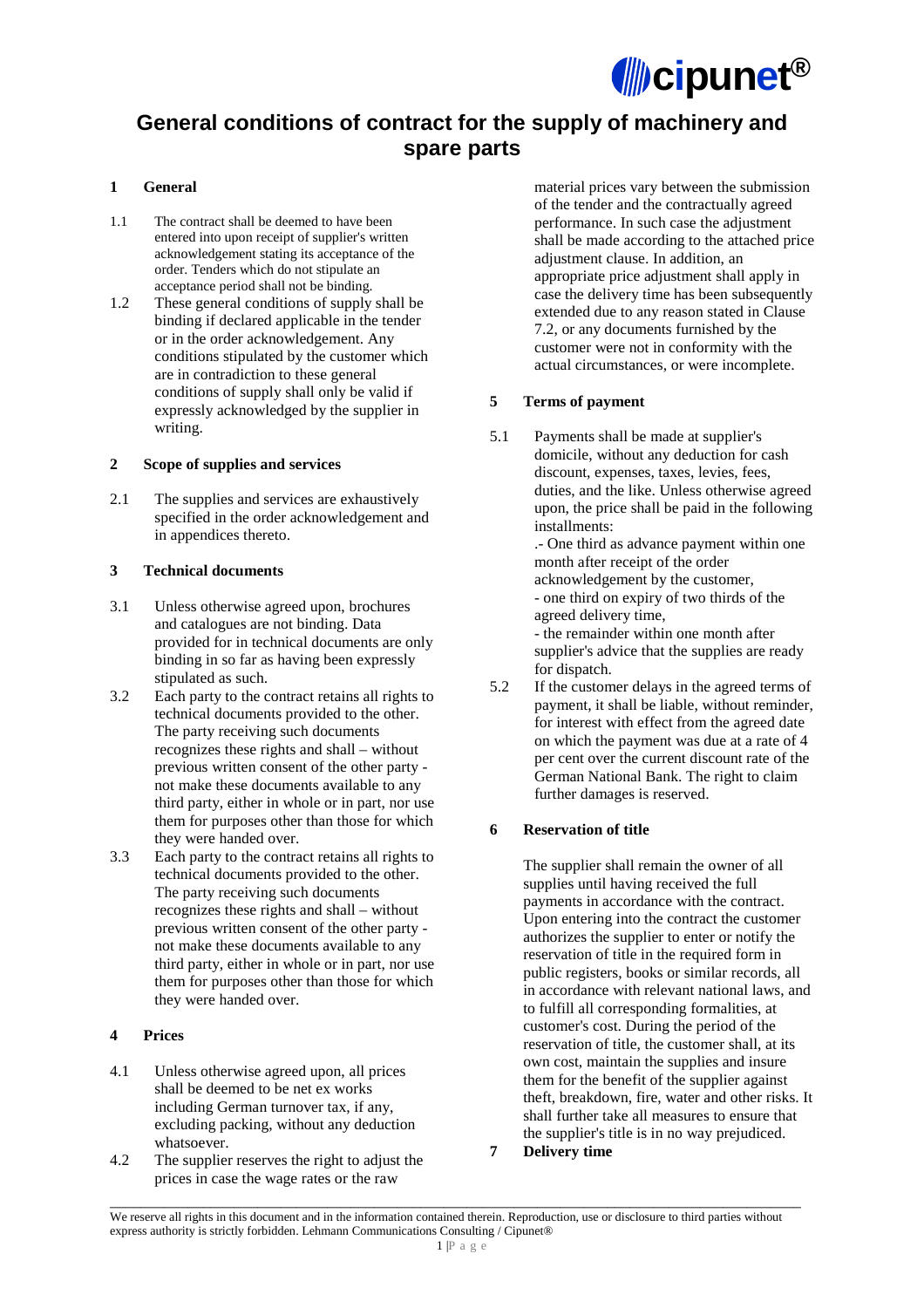# General conditions of contract for the supply of machinery and spare parts

## 1 General

1.1 The contract shall be deemed to have been entered into upon receipt of supplier's written acknowledgement stating its acceptance of the order. Tenders which do not stipulate an acceptance period shall not be binding.

1.2 These general conditions of supply shall be binding if declared applicable in the tender or in the order acknowledgement. Any conditions stipulated by the customer which are in contradiction to these general conditions of supply shall only be valid if expressly acknowledged by the supplier in writing.

## 2 Scope of supplies and services

2.1 The supplies and services are exhaustively specified in the order acknowledgement and in appendices thereto.

## 3 Technical documents

3.1 Unless otherwise agreed upon, brochures and catalogues are not binding. Data provided for in technical documents are only binding in so far as having been expressly stipulated as such.

3.2 Each party to the contract retains all rights to technical documents provided to the other. The party receiving such documents recognizes these rights and shall – without previous written consent of the other party - not make these documents available to any third party, either in whole or in part, nor use them for purposes other than those for which they were handed over.

3.3 Each party to the contract retains all rights to technical documents provided to the other. The party receiving such documents recognizes these rights and shall – without previous written consent of the other party - not make these documents available to any third party, either in whole or in part, nor use them for purposes other than those for which they were handed over.

## 4 Prices

4.1 Unless otherwise agreed upon, all prices shall be deemed to be net ex works including German turnover tax, if any, excluding packing, without any deduction whatsoever.

4.2 The supplier reserves the right to adjust the prices in case the wage rates or the raw material prices vary between the submission of the tender and the contractually agreed performance. In such case the adjustment shall be made according to the attached price adjustment clause. In addition, an appropriate price adjustment shall apply in case the delivery time has been subsequently extended due to any reason stated in Clause 7.2, or any documents furnished by the customer were not in conformity with the actual circumstances, or were incomplete.

## 5 Terms of payment

5.1 Payments shall be made at supplier's domicile, without any deduction for cash discount, expenses, taxes, levies, fees, duties, and the like. Unless otherwise agreed upon, the price shall be paid in the following installments:

.- One third as advance payment within one month after receipt of the order acknowledgement by the customer,

- one third on expiry of two thirds of the agreed delivery time,
- the remainder within one month after supplier's advice that the supplies are ready for dispatch.

5.2 If the customer delays in the agreed terms of payment, it shall be liable, without reminder, for interest with effect from the agreed date on which the payment was due at a rate of 4 per cent over the current discount rate of the German National Bank. The right to claim further damages is reserved.

## 6 Reservation of title

The supplier shall remain the owner of all supplies until having received the full payments in accordance with the contract. Upon entering into the contract the customer authorizes the supplier to enter or notify the reservation of title in the required form in public registers, books or similar records, all in accordance with relevant national laws, and to fulfill all corresponding formalities, at customer's cost. During the period of the reservation of title, the customer shall, at its own cost, maintain the supplies and insure them for the benefit of the supplier against theft, breakdown, fire, water and other risks. It shall further take all measures to ensure that the supplier's title is in no way prejudiced.

## 7 Delivery time

We reserve all rights in this document and in the information contained therein. Reproduction, use or disclosure to third parties without express authority is strictly forbidden. Lehmann Communications Consulting / Cipunet®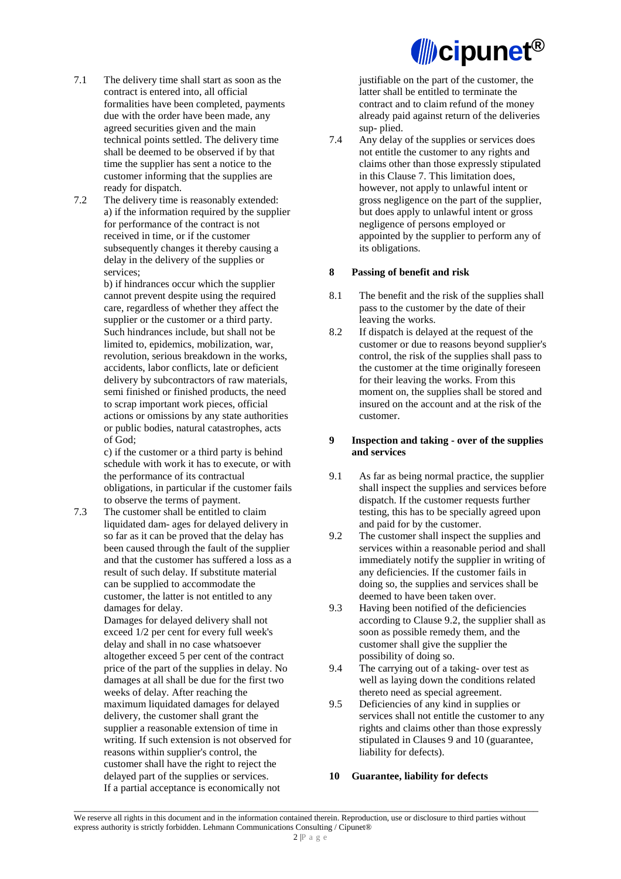7.1 The delivery time shall start as soon as the contract is entered into, all official formalities have been completed, payments due with the order have been made, any agreed securities given and the main technical points settled. The delivery time shall be deemed to be observed if by that time the supplier has sent a notice to the customer informing that the supplies are ready for dispatch.

7.2 The delivery time is reasonably extended:
a) if the information required by the supplier for performance of the contract is not received in time, or if the customer subsequently changes it thereby causing a delay in the delivery of the supplies or services;
b) if hindrances occur which the supplier cannot prevent despite using the required care, regardless of whether they affect the supplier or the customer or a third party. Such hindrances include, but shall not be limited to, epidemics, mobilization, war, revolution, serious breakdown in the works, accidents, labor conflicts, late or deficient delivery by subcontractors of raw materials, semi finished or finished products, the need to scrap important work pieces, official actions or omissions by any state authorities or public bodies, natural catastrophes, acts of God;
c) if the customer or a third party is behind schedule with work it has to execute, or with the performance of its contractual obligations, in particular if the customer fails to observe the terms of payment.

7.3 The customer shall be entitled to claim liquidated dam- ages for delayed delivery in so far as it can be proved that the delay has been caused through the fault of the supplier and that the customer has suffered a loss as a result of such delay. If substitute material can be supplied to accommodate the customer, the latter is not entitled to any damages for delay.
Damages for delayed delivery shall not exceed 1/2 per cent for every full week's delay and shall in no case whatsoever altogether exceed 5 per cent of the contract price of the part of the supplies in delay. No damages at all shall be due for the first two weeks of delay. After reaching the maximum liquidated damages for delayed delivery, the customer shall grant the supplier a reasonable extension of time in writing. If such extension is not observed for reasons within supplier's control, the customer shall have the right to reject the delayed part of the supplies or services. If a partial acceptance is economically not justifiable on the part of the customer, the latter shall be entitled to terminate the contract and to claim refund of the money already paid against return of the deliveries sup- plied.

7.4 Any delay of the supplies or services does not entitle the customer to any rights and claims other than those expressly stipulated in this Clause 7. This limitation does, however, not apply to unlawful intent or gross negligence on the part of the supplier, but does apply to unlawful intent or gross negligence of persons employed or appointed by the supplier to perform any of its obligations.

## 8 Passing of benefit and risk

8.1 The benefit and the risk of the supplies shall pass to the customer by the date of their leaving the works.

8.2 If dispatch is delayed at the request of the customer or due to reasons beyond supplier's control, the risk of the supplies shall pass to the customer at the time originally foreseen for their leaving the works. From this moment on, the supplies shall be stored and insured on the account and at the risk of the customer.

## 9 Inspection and taking - over of the supplies and services

9.1 As far as being normal practice, the supplier shall inspect the supplies and services before dispatch. If the customer requests further testing, this has to be specially agreed upon and paid for by the customer.

9.2 The customer shall inspect the supplies and services within a reasonable period and shall immediately notify the supplier in writing of any deficiencies. If the customer fails in doing so, the supplies and services shall be deemed to have been taken over.

9.3 Having been notified of the deficiencies according to Clause 9.2, the supplier shall as soon as possible remedy them, and the customer shall give the supplier the possibility of doing so.

9.4 The carrying out of a taking- over test as well as laying down the conditions related thereto need as special agreement.

9.5 Deficiencies of any kind in supplies or services shall not entitle the customer to any rights and claims other than those expressly stipulated in Clauses 9 and 10 (guarantee, liability for defects).

## 10 Guarantee, liability for defects

We reserve all rights in this document and in the information contained therein. Reproduction, use or disclosure to third parties without express authority is strictly forbidden. Lehmann Communications Consulting / Cipunet®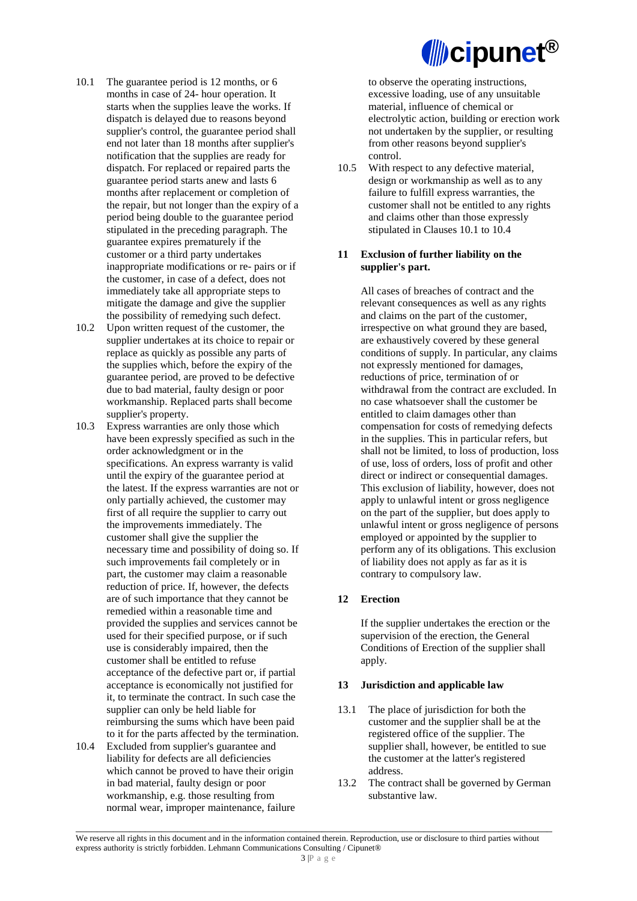10.1 The guarantee period is 12 months, or 6 months in case of 24- hour operation. It starts when the supplies leave the works. If dispatch is delayed due to reasons beyond supplier's control, the guarantee period shall end not later than 18 months after supplier's notification that the supplies are ready for dispatch. For replaced or repaired parts the guarantee period starts anew and lasts 6 months after replacement or completion of the repair, but not longer than the expiry of a period being double to the guarantee period stipulated in the preceding paragraph. The guarantee expires prematurely if the customer or a third party undertakes inappropriate modifications or re- pairs or if the customer, in case of a defect, does not immediately take all appropriate steps to mitigate the damage and give the supplier the possibility of remedying such defect.

10.2 Upon written request of the customer, the supplier undertakes at its choice to repair or replace as quickly as possible any parts of the supplies which, before the expiry of the guarantee period, are proved to be defective due to bad material, faulty design or poor workmanship. Replaced parts shall become supplier's property.

10.3 Express warranties are only those which have been expressly specified as such in the order acknowledgment or in the specifications. An express warranty is valid until the expiry of the guarantee period at the latest. If the express warranties are not or only partially achieved, the customer may first of all require the supplier to carry out the improvements immediately. The customer shall give the supplier the necessary time and possibility of doing so. If such improvements fail completely or in part, the customer may claim a reasonable reduction of price. If, however, the defects are of such importance that they cannot be remedied within a reasonable time and provided the supplies and services cannot be used for their specified purpose, or if such use is considerably impaired, then the customer shall be entitled to refuse acceptance of the defective part or, if partial acceptance is economically not justified for it, to terminate the contract. In such case the supplier can only be held liable for reimbursing the sums which have been paid to it for the parts affected by the termination.

10.4 Excluded from supplier's guarantee and liability for defects are all deficiencies which cannot be proved to have their origin in bad material, faulty design or poor workmanship, e.g. those resulting from normal wear, improper maintenance, failure to observe the operating instructions, excessive loading, use of any unsuitable material, influence of chemical or electrolytic action, building or erection work not undertaken by the supplier, or resulting from other reasons beyond supplier's control.

10.5 With respect to any defective material, design or workmanship as well as to any failure to fulfill express warranties, the customer shall not be entitled to any rights and claims other than those expressly stipulated in Clauses 10.1 to 10.4

## 11 Exclusion of further liability on the supplier's part.

All cases of breaches of contract and the relevant consequences as well as any rights and claims on the part of the customer, irrespective on what ground they are based, are exhaustively covered by these general conditions of supply. In particular, any claims not expressly mentioned for damages, reductions of price, termination of or withdrawal from the contract are excluded. In no case whatsoever shall the customer be entitled to claim damages other than compensation for costs of remedying defects in the supplies. This in particular refers, but shall not be limited, to loss of production, loss of use, loss of orders, loss of profit and other direct or indirect or consequential damages. This exclusion of liability, however, does not apply to unlawful intent or gross negligence on the part of the supplier, but does apply to unlawful intent or gross negligence of persons employed or appointed by the supplier to perform any of its obligations. This exclusion of liability does not apply as far as it is contrary to compulsory law.

## 12 Erection

If the supplier undertakes the erection or the supervision of the erection, the General Conditions of Erection of the supplier shall apply.

## 13 Jurisdiction and applicable law

13.1 The place of jurisdiction for both the customer and the supplier shall be at the registered office of the supplier. The supplier shall, however, be entitled to sue the customer at the latter's registered address.

13.2 The contract shall be governed by German substantive law.